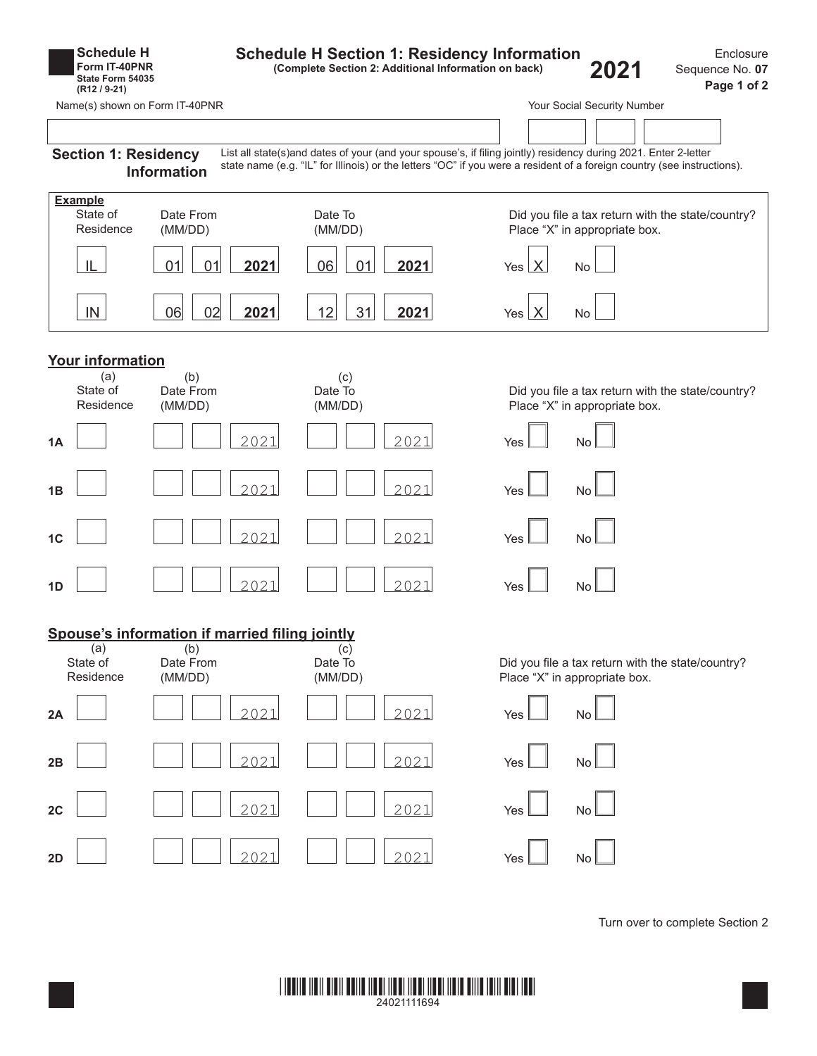**Schedule H**
**Form IT-40PNR**
**State Form 54035**
**(R12 / 9-21)**

# Schedule H Section 1: Residency Information

**(Complete Section 2: Additional Information on back)**

**2021**

Enclosure
Sequence No. **07**

Name(s) shown on Form IT-40PNR

Your Social Security Number

## Section 1: Residency Information

List all state(s)and dates of your (and your spouse's, if filing jointly) residency during 2021. Enter 2-letter state name (e.g. "IL" for Illinois) or the letters "OC" if you were a resident of a foreign country (see instructions).

**Example**

| State of Residence | Date From (MM/DD) | | | Date To (MM/DD) | | | Did you file a tax return with the state/country? Place "X" in appropriate box. | |
|---|---|---|---|---|---|---|---|---|
| IL | 01 | 01 | **2021** | 06 | 01 | **2021** | Yes X | No |
| IN | 06 | 02 | **2021** | 12 | 31 | **2021** | Yes X | No |

## Your information

| | (a) State of Residence | (b) Date From (MM/DD) | | | (c) Date To (MM/DD) | | | Did you file a tax return with the state/country? Place "X" in appropriate box. | |
|---|---|---|---|---|---|---|---|---|---|
| **1A** | | | | 2021 | | | 2021 | Yes | No |
| **1B** | | | | 2021 | | | 2021 | Yes | No |
| **1C** | | | | 2021 | | | 2021 | Yes | No |
| **1D** | | | | 2021 | | | 2021 | Yes | No |

## Spouse's information if married filing jointly

| | (a) State of Residence | (b) Date From (MM/DD) | | | (c) Date To (MM/DD) | | | Did you file a tax return with the state/country? Place "X" in appropriate box. | |
|---|---|---|---|---|---|---|---|---|---|
| **2A** | | | | 2021 | | | 2021 | Yes | No |
| **2B** | | | | 2021 | | | 2021 | Yes | No |
| **2C** | | | | 2021 | | | 2021 | Yes | No |
| **2D** | | | | 2021 | | | 2021 | Yes | No |

Turn over to complete Section 2

24021111694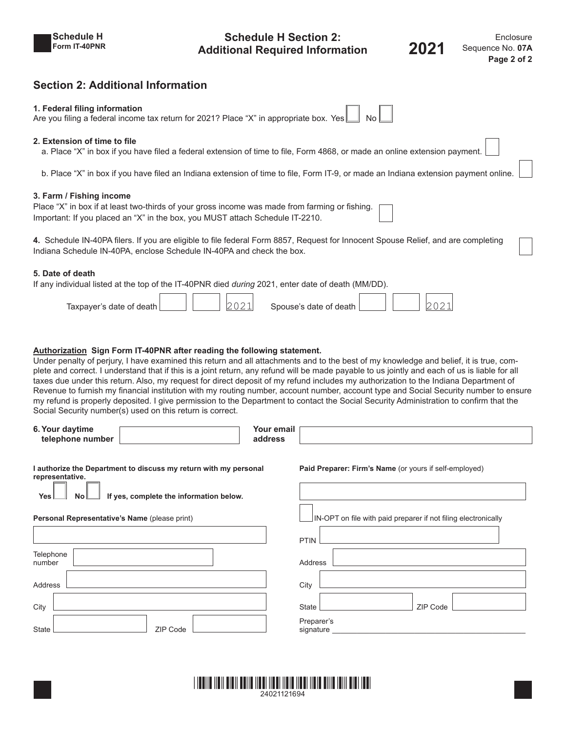Schedule H
Form IT-40PNR

# Schedule H Section 2: Additional Required Information

2021

Enclosure Sequence No. **07A**

## Section 2: Additional Information

**1. Federal filing information**
Are you filing a federal income tax return for 2021? Place "X" in appropriate box. Yes ☐ No ☐

**2. Extension of time to file**

a. Place "X" in box if you have filed a federal extension of time to file, Form 4868, or made an online extension payment. ☐

b. Place "X" in box if you have filed an Indiana extension of time to file, Form IT-9, or made an Indiana extension payment online. ☐

**3. Farm / Fishing income**
Place "X" in box if at least two-thirds of your gross income was made from farming or fishing. ☐
Important: If you placed an "X" in the box, you MUST attach Schedule IT-2210.

**4.** Schedule IN-40PA filers. If you are eligible to file federal Form 8857, Request for Innocent Spouse Relief, and are completing Indiana Schedule IN-40PA, enclose Schedule IN-40PA and check the box. ☐

**5. Date of death**
If any individual listed at the top of the IT-40PNR died *during* 2021, enter date of death (MM/DD).

Taxpayer's date of death ____ ____ 2021 Spouse's date of death ____ ____ 2021

**Authorization Sign Form IT-40PNR after reading the following statement.**
Under penalty of perjury, I have examined this return and all attachments and to the best of my knowledge and belief, it is true, complete and correct. I understand that if this is a joint return, any refund will be made payable to us jointly and each of us is liable for all taxes due under this return. Also, my request for direct deposit of my refund includes my authorization to the Indiana Department of Revenue to furnish my financial institution with my routing number, account number, account type and Social Security number to ensure my refund is properly deposited. I give permission to the Department to contact the Social Security Administration to confirm that the Social Security number(s) used on this return is correct.

**6. Your daytime telephone number** ____________ **Your email address** ____________

**I authorize the Department to discuss my return with my personal representative.**
**Yes** ☐ **No** ☐ **If yes, complete the information below.**

**Personal Representative's Name** (please print) ____________

Telephone number ____________

Address ____________

City ____________

State ____________ ZIP Code ____________

**Paid Preparer: Firm's Name** (or yours if self-employed) ____________

☐ IN-OPT on file with paid preparer if not filing electronically

PTIN ____________

Address ____________

City ____________

State ____________ ZIP Code ____________

Preparer's signature ____________

24021121694